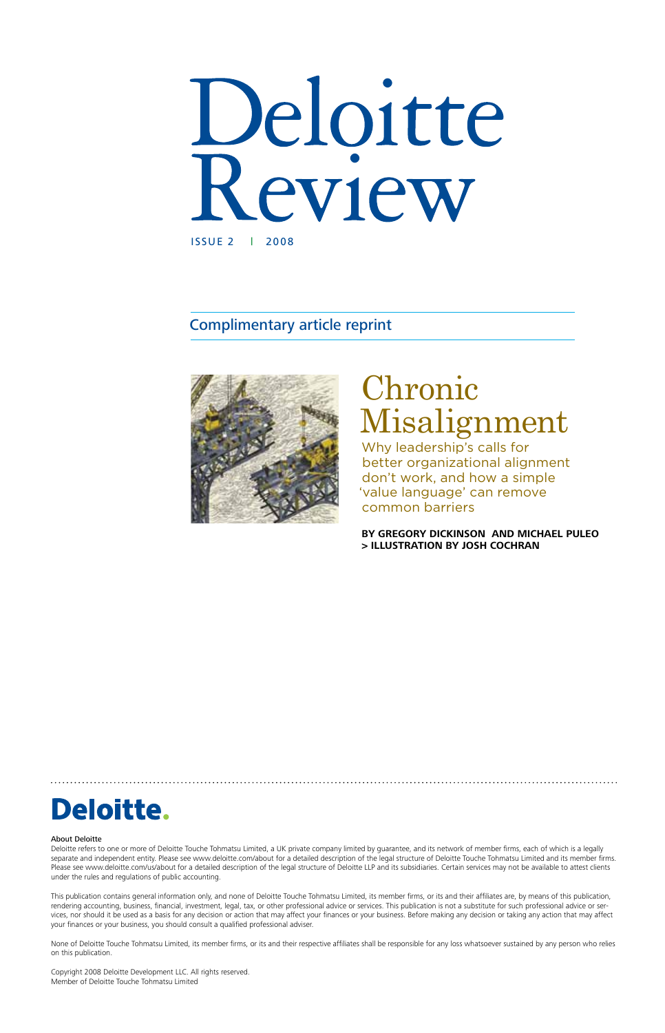# Deloitte Review

ISSUE 2 | 2008

Complimentary article reprint

## Chronic Misalignment

Why leadership's calls for better organizational alignment don't work, and how a simple 'value language' can remove common barriers

**BY GREGORY DICKINSON AND MICHAEL PULEO > ILLUSTRATION BY JOSH COCHRAN**

Deloitte.

About Deloitte

Deloitte refers to one or more of Deloitte Touche Tohmatsu Limited, a UK private company limited by guarantee, and its network of member firms, each of which is a legally separate and independent entity. Please see www.deloitte.com/about for a detailed description of the legal structure of Deloitte Touche Tohmatsu Limited and its member firms. Please see www.deloitte.com/us/about for a detailed description of the legal structure of Deloitte LLP and its subsidiaries. Certain services may not be available to attest clients under the rules and regulations of public accounting.

This publication contains general information only, and none of Deloitte Touche Tohmatsu Limited, its member firms, or its and their affiliates are, by means of this publication, rendering accounting, business, financial, investment, legal, tax, or other professional advice or services. This publication is not a substitute for such professional advice or services, nor should it be used as a basis for any decision or action that may affect your finances or your business. Before making any decision or taking any action that may affect your finances or your business, you should consult a qualified professional adviser.

None of Deloitte Touche Tohmatsu Limited, its member firms, or its and their respective affiliates shall be responsible for any loss whatsoever sustained by any person who relies on this publication.

Copyright 2008 Deloitte Development LLC. All rights reserved.
Member of Deloitte Touche Tohmatsu Limited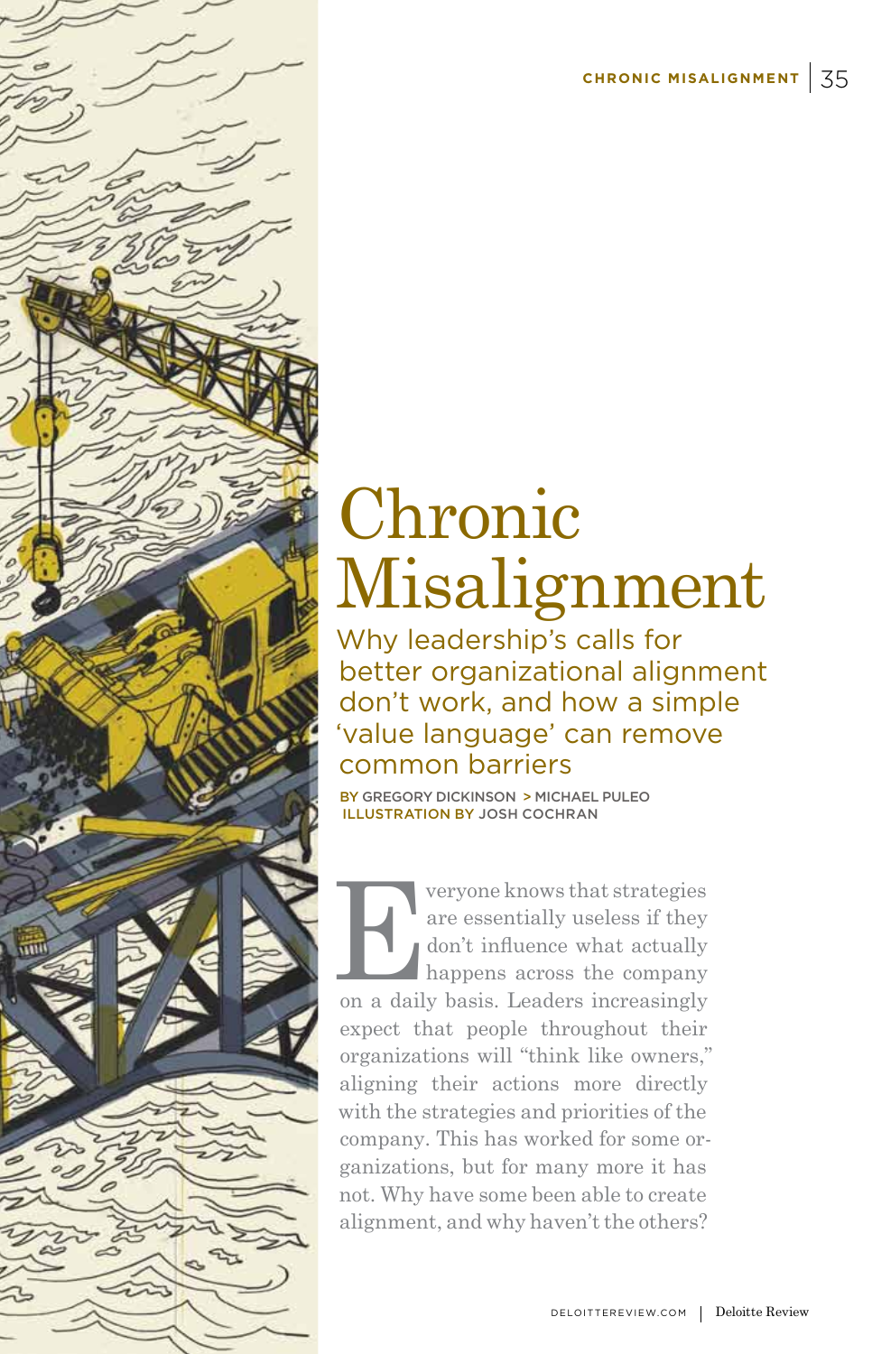# Chronic Misalignment

## Why leadership's calls for better organizational alignment don't work, and how a simple 'value language' can remove common barriers

BY GREGORY DICKINSON > MICHAEL PULEO
ILLUSTRATION BY JOSH COCHRAN

Everyone knows that strategies are essentially useless if they don't influence what actually happens across the company on a daily basis. Leaders increasingly expect that people throughout their organizations will "think like owners," aligning their actions more directly with the strategies and priorities of the company. This has worked for some organizations, but for many more it has not. Why have some been able to create alignment, and why haven't the others?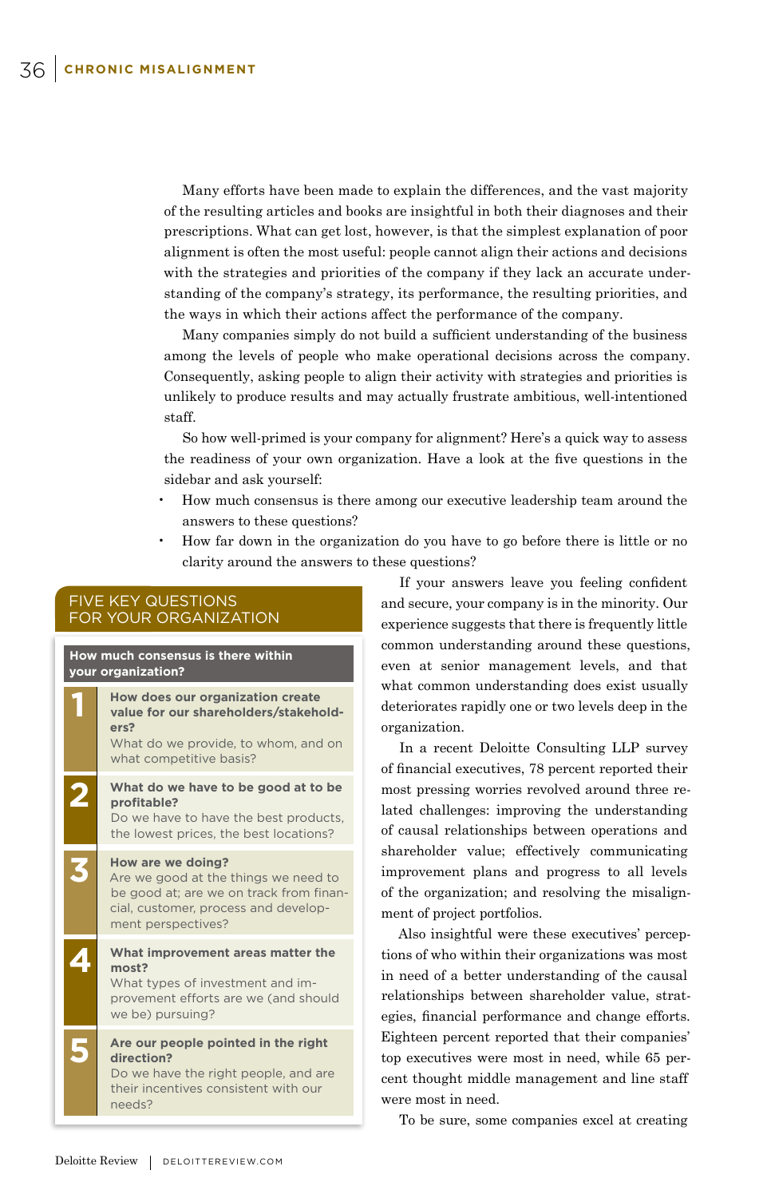Many efforts have been made to explain the differences, and the vast majority of the resulting articles and books are insightful in both their diagnoses and their prescriptions. What can get lost, however, is that the simplest explanation of poor alignment is often the most useful: people cannot align their actions and decisions with the strategies and priorities of the company if they lack an accurate understanding of the company's strategy, its performance, the resulting priorities, and the ways in which their actions affect the performance of the company.

Many companies simply do not build a sufficient understanding of the business among the levels of people who make operational decisions across the company. Consequently, asking people to align their activity with strategies and priorities is unlikely to produce results and may actually frustrate ambitious, well-intentioned staff.

So how well-primed is your company for alignment? Here's a quick way to assess the readiness of your own organization. Have a look at the five questions in the sidebar and ask yourself:

- How much consensus is there among our executive leadership team around the answers to these questions?
- How far down in the organization do you have to go before there is little or no clarity around the answers to these questions?

If your answers leave you feeling confident and secure, your company is in the minority. Our experience suggests that there is frequently little common understanding around these questions, even at senior management levels, and that what common understanding does exist usually deteriorates rapidly one or two levels deep in the organization.

In a recent Deloitte Consulting LLP survey of financial executives, 78 percent reported their most pressing worries revolved around three related challenges: improving the understanding of causal relationships between operations and shareholder value; effectively communicating improvement plans and progress to all levels of the organization; and resolving the misalignment of project portfolios.

Also insightful were these executives' perceptions of who within their organizations was most in need of a better understanding of the causal relationships between shareholder value, strategies, financial performance and change efforts. Eighteen percent reported that their companies' top executives were most in need, while 65 percent thought middle management and line staff were most in need.

To be sure, some companies excel at creating

## FIVE KEY QUESTIONS FOR YOUR ORGANIZATION

**How much consensus is there within your organization?**

**1 How does our organization create value for our shareholders/stakeholders?**
What do we provide, to whom, and on what competitive basis?

**2 What do we have to be good at to be profitable?**
Do we have to have the best products, the lowest prices, the best locations?

**3 How are we doing?**
Are we good at the things we need to be good at; are we on track from financial, customer, process and development perspectives?

**4 What improvement areas matter the most?**
What types of investment and improvement efforts are we (and should we be) pursuing?

**5 Are our people pointed in the right direction?**
Do we have the right people, and are their incentives consistent with our needs?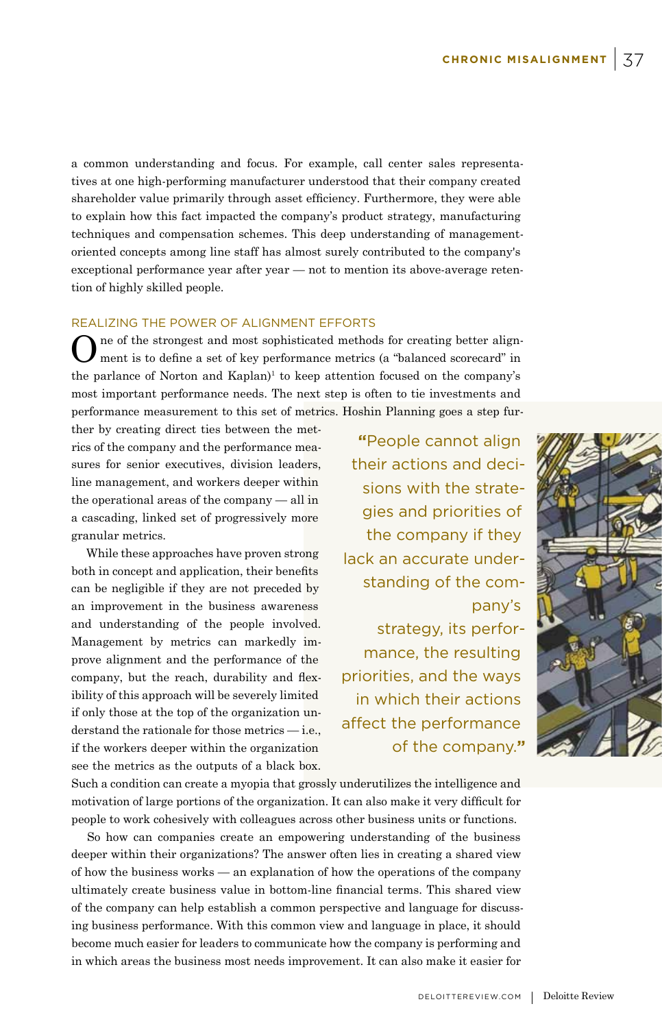a common understanding and focus. For example, call center sales representatives at one high-performing manufacturer understood that their company created shareholder value primarily through asset efficiency. Furthermore, they were able to explain how this fact impacted the company's product strategy, manufacturing techniques and compensation schemes. This deep understanding of management-oriented concepts among line staff has almost surely contributed to the company's exceptional performance year after year — not to mention its above-average retention of highly skilled people.

## REALIZING THE POWER OF ALIGNMENT EFFORTS

One of the strongest and most sophisticated methods for creating better alignment is to define a set of key performance metrics (a "balanced scorecard" in the parlance of Norton and Kaplan)[1] to keep attention focused on the company's most important performance needs. The next step is often to tie investments and performance measurement to this set of metrics. Hoshin Planning goes a step further by creating direct ties between the metrics of the company and the performance measures for senior executives, division leaders, line management, and workers deeper within the operational areas of the company — all in a cascading, linked set of progressively more granular metrics.

While these approaches have proven strong both in concept and application, their benefits can be negligible if they are not preceded by an improvement in the business awareness and understanding of the people involved. Management by metrics can markedly improve alignment and the performance of the company, but the reach, durability and flexibility of this approach will be severely limited if only those at the top of the organization understand the rationale for those metrics — i.e., if the workers deeper within the organization see the metrics as the outputs of a black box. Such a condition can create a myopia that grossly underutilizes the intelligence and motivation of large portions of the organization. It can also make it very difficult for people to work cohesively with colleagues across other business units or functions.

> "People cannot align their actions and decisions with the strategies and priorities of the company if they lack an accurate understanding of the company's strategy, its performance, the resulting priorities, and the ways in which their actions affect the performance of the company."

So how can companies create an empowering understanding of the business deeper within their organizations? The answer often lies in creating a shared view of how the business works — an explanation of how the operations of the company ultimately create business value in bottom-line financial terms. This shared view of the company can help establish a common perspective and language for discussing business performance. With this common view and language in place, it should become much easier for leaders to communicate how the company is performing and in which areas the business most needs improvement. It can also make it easier for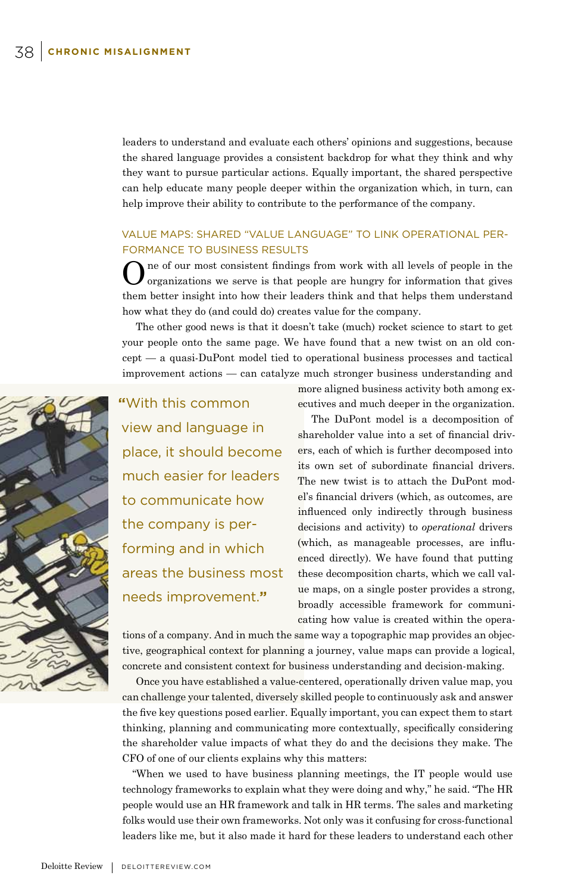leaders to understand and evaluate each others' opinions and suggestions, because the shared language provides a consistent backdrop for what they think and why they want to pursue particular actions. Equally important, the shared perspective can help educate many people deeper within the organization which, in turn, can help improve their ability to contribute to the performance of the company.

## VALUE MAPS: SHARED "VALUE LANGUAGE" TO LINK OPERATIONAL PERFORMANCE TO BUSINESS RESULTS

One of our most consistent findings from work with all levels of people in the organizations we serve is that people are hungry for information that gives them better insight into how their leaders think and that helps them understand how what they do (and could do) creates value for the company.

The other good news is that it doesn't take (much) rocket science to start to get your people onto the same page. We have found that a new twist on an old concept — a quasi-DuPont model tied to operational business processes and tactical improvement actions — can catalyze much stronger business understanding and more aligned business activity both among executives and much deeper in the organization.

> "With this common view and language in place, it should become much easier for leaders to communicate how the company is performing and in which areas the business most needs improvement."

The DuPont model is a decomposition of shareholder value into a set of financial drivers, each of which is further decomposed into its own set of subordinate financial drivers. The new twist is to attach the DuPont model's financial drivers (which, as outcomes, are influenced only indirectly through business decisions and activity) to *operational* drivers (which, as manageable processes, are influenced directly). We have found that putting these decomposition charts, which we call value maps, on a single poster provides a strong, broadly accessible framework for communicating how value is created within the operations of a company. And in much the same way a topographic map provides an objective, geographical context for planning a journey, value maps can provide a logical, concrete and consistent context for business understanding and decision-making.

Once you have established a value-centered, operationally driven value map, you can challenge your talented, diversely skilled people to continuously ask and answer the five key questions posed earlier. Equally important, you can expect them to start thinking, planning and communicating more contextually, specifically considering the shareholder value impacts of what they do and the decisions they make. The CFO of one of our clients explains why this matters:

"When we used to have business planning meetings, the IT people would use technology frameworks to explain what they were doing and why," he said. "The HR people would use an HR framework and talk in HR terms. The sales and marketing folks would use their own frameworks. Not only was it confusing for cross-functional leaders like me, but it also made it hard for these leaders to understand each other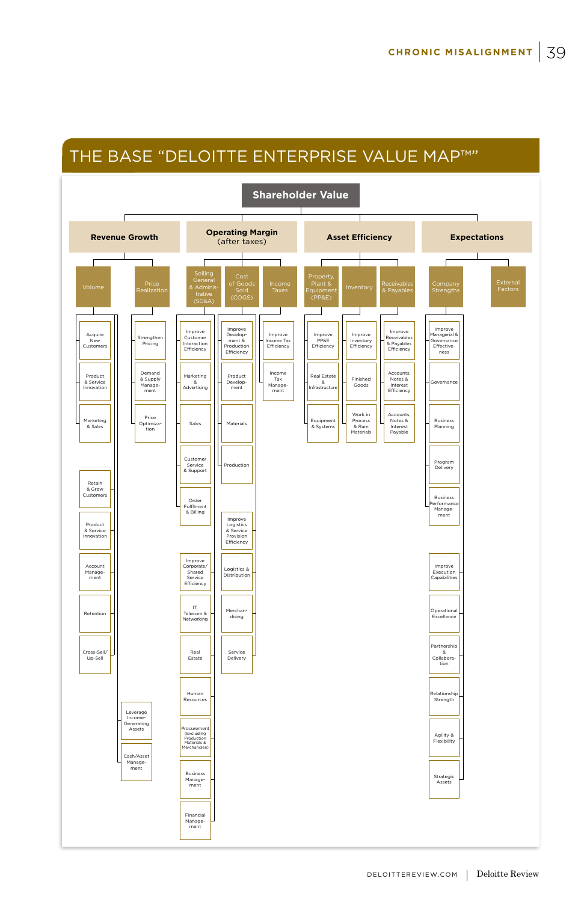# THE BASE "DELOITTE ENTERPRISE VALUE MAP™"

**Shareholder Value**

- **Revenue Growth**
  - Volume
    - Acquire New Customers
      - Product & Service Innovation
      - Marketing & Sales
    - Retain & Grow Customers
      - Product & Service Innovation
      - Account Management
      - Retention
      - Cross-Sell/ Up-Sell
  - Price Realization
    - Strengthen Pricing
      - Demand & Supply Management
      - Price Optimization
    - Leverage Income-Generating Assets
    - Cash/Asset Management
- **Operating Margin** (after taxes)
  - Selling General & Administrative (SG&A)
    - Improve Customer Interaction Efficiency
      - Marketing & Advertising
      - Sales
      - Customer Service & Support
      - Order Fulfilment & Billing
    - Improve Corporate/ Shared Service Efficiency
      - IT, Telecom & Networking
      - Real Estate
      - Human Resources
      - Procurement (Excluding Production Materials & Merchandise)
      - Business Management
      - Financial Management
  - Cost of Goods Sold (COGS)
    - Improve Development & Production Efficiency
      - Product Development
      - Materials
      - Production
    - Improve Logistics & Service Provision Efficiency
      - Logistics & Distribution
      - Merchandising
      - Service Delivery
  - Income Taxes
    - Improve Income Tax Efficiency
      - Income Tax Management
- **Asset Efficiency**
  - Property, Plant & Equipment (PP&E)
    - Improve PP&E Efficiency
      - Real Estate & Infrastructure
      - Equipment & Systems
  - Inventory
    - Improve Inventory Efficiency
      - Finished Goods
      - Work in Process & Ram Materials
  - Receivables & Payables
    - Improve Receivables & Payables Efficiency
      - Accounts, Notes & Interest Efficiency
      - Accounts, Notes & Interest Payable
- **Expectations**
  - Company Strengths
    - Improve Managerial & Governance Effectiveness
      - Governance
      - Business Planning
      - Program Delivery
      - Business Performance Management
    - Improve Execution Capabilities
      - Operational Excellence
      - Partnership & Collaboration
      - Relationship Strength
      - Agility & Flexibility
      - Strategic Assets
  - External Factors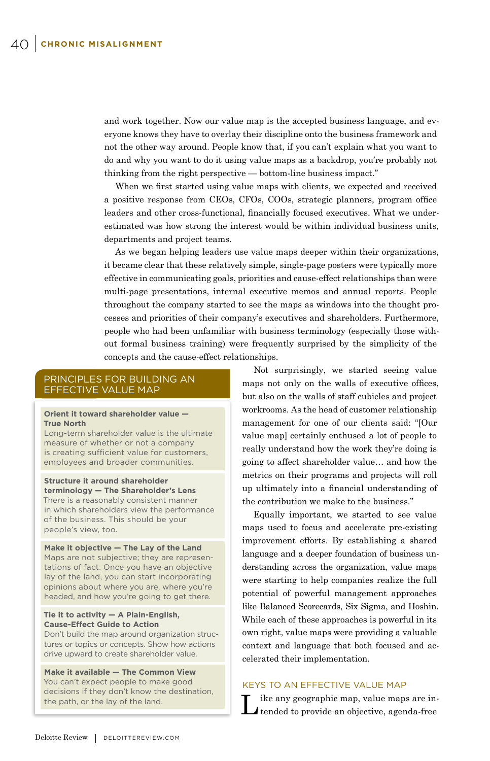and work together. Now our value map is the accepted business language, and everyone knows they have to overlay their discipline onto the business framework and not the other way around. People know that, if you can't explain what you want to do and why you want to do it using value maps as a backdrop, you're probably not thinking from the right perspective — bottom-line business impact."

When we first started using value maps with clients, we expected and received a positive response from CEOs, CFOs, COOs, strategic planners, program office leaders and other cross-functional, financially focused executives. What we underestimated was how strong the interest would be within individual business units, departments and project teams.

As we began helping leaders use value maps deeper within their organizations, it became clear that these relatively simple, single-page posters were typically more effective in communicating goals, priorities and cause-effect relationships than were multi-page presentations, internal executive memos and annual reports. People throughout the company started to see the maps as windows into the thought processes and priorities of their company's executives and shareholders. Furthermore, people who had been unfamiliar with business terminology (especially those without formal business training) were frequently surprised by the simplicity of the concepts and the cause-effect relationships.

Not surprisingly, we started seeing value maps not only on the walls of executive offices, but also on the walls of staff cubicles and project workrooms. As the head of customer relationship management for one of our clients said: "[Our value map] certainly enthused a lot of people to really understand how the work they're doing is going to affect shareholder value… and how the metrics on their programs and projects will roll up ultimately into a financial understanding of the contribution we make to the business."

Equally important, we started to see value maps used to focus and accelerate pre-existing improvement efforts. By establishing a shared language and a deeper foundation of business understanding across the organization, value maps were starting to help companies realize the full potential of powerful management approaches like Balanced Scorecards, Six Sigma, and Hoshin. While each of these approaches is powerful in its own right, value maps were providing a valuable context and language that both focused and accelerated their implementation.

> ### PRINCIPLES FOR BUILDING AN EFFECTIVE VALUE MAP
>
> **Orient it toward shareholder value — True North**
> Long-term shareholder value is the ultimate measure of whether or not a company is creating sufficient value for customers, employees and broader communities.
>
> **Structure it around shareholder terminology — The Shareholder's Lens**
> There is a reasonably consistent manner in which shareholders view the performance of the business. This should be your people's view, too.
>
> **Make it objective — The Lay of the Land**
> Maps are not subjective; they are representations of fact. Once you have an objective lay of the land, you can start incorporating opinions about where you are, where you're headed, and how you're going to get there.
>
> **Tie it to activity — A Plain-English, Cause-Effect Guide to Action**
> Don't build the map around organization structures or topics or concepts. Show how actions drive upward to create shareholder value.
>
> **Make it available — The Common View**
> You can't expect people to make good decisions if they don't know the destination, the path, or the lay of the land.

## KEYS TO AN EFFECTIVE VALUE MAP

Like any geographic map, value maps are intended to provide an objective, agenda-free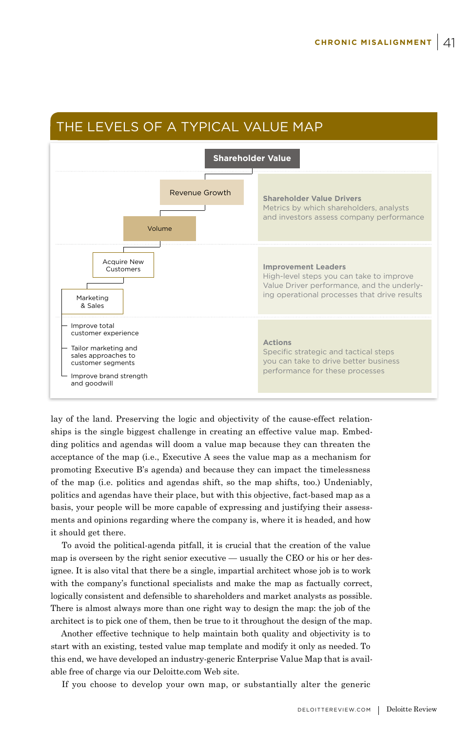## THE LEVELS OF A TYPICAL VALUE MAP

**Shareholder Value**

- Revenue Growth
  - Volume

**Shareholder Value Drivers**
Metrics by which shareholders, analysts and investors assess company performance

- Acquire New Customers
  - Marketing & Sales

**Improvement Leaders**
High-level steps you can take to improve Value Driver performance, and the underlying operational processes that drive results

- Improve total customer experience
- Tailor marketing and sales approaches to customer segments
- Improve brand strength and goodwill

**Actions**
Specific strategic and tactical steps you can take to drive better business performance for these processes

lay of the land. Preserving the logic and objectivity of the cause-effect relationships is the single biggest challenge in creating an effective value map. Embedding politics and agendas will doom a value map because they can threaten the acceptance of the map (i.e., Executive A sees the value map as a mechanism for promoting Executive B's agenda) and because they can impact the timelessness of the map (i.e. politics and agendas shift, so the map shifts, too.) Undeniably, politics and agendas have their place, but with this objective, fact-based map as a basis, your people will be more capable of expressing and justifying their assessments and opinions regarding where the company is, where it is headed, and how it should get there.

To avoid the political-agenda pitfall, it is crucial that the creation of the value map is overseen by the right senior executive — usually the CEO or his or her designee. It is also vital that there be a single, impartial architect whose job is to work with the company's functional specialists and make the map as factually correct, logically consistent and defensible to shareholders and market analysts as possible. There is almost always more than one right way to design the map: the job of the architect is to pick one of them, then be true to it throughout the design of the map.

Another effective technique to help maintain both quality and objectivity is to start with an existing, tested value map template and modify it only as needed. To this end, we have developed an industry-generic Enterprise Value Map that is available free of charge via our Deloitte.com Web site.

If you choose to develop your own map, or substantially alter the generic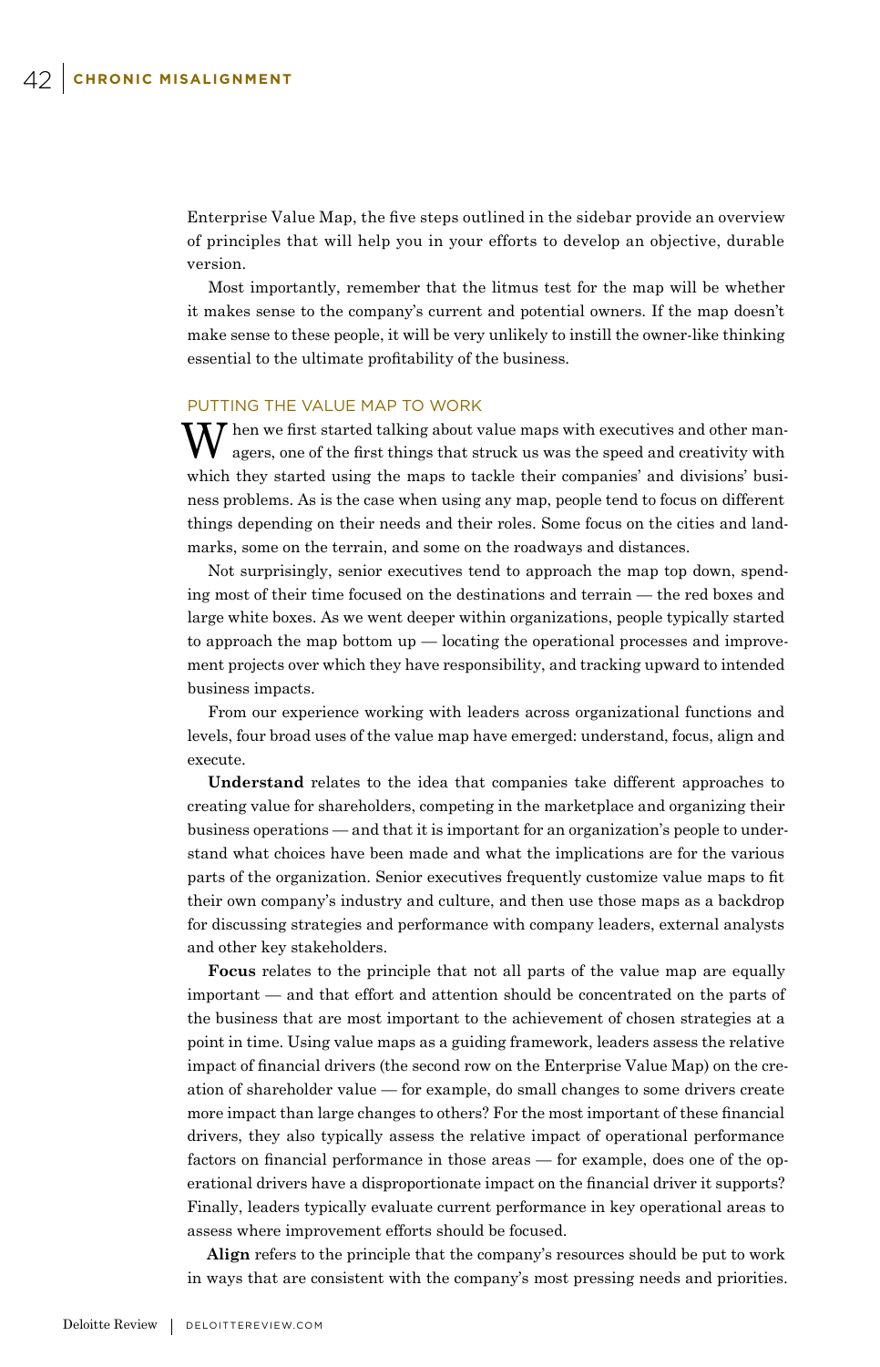Enterprise Value Map, the five steps outlined in the sidebar provide an overview of principles that will help you in your efforts to develop an objective, durable version.

Most importantly, remember that the litmus test for the map will be whether it makes sense to the company's current and potential owners. If the map doesn't make sense to these people, it will be very unlikely to instill the owner-like thinking essential to the ultimate profitability of the business.

## PUTTING THE VALUE MAP TO WORK

When we first started talking about value maps with executives and other managers, one of the first things that struck us was the speed and creativity with which they started using the maps to tackle their companies' and divisions' business problems. As is the case when using any map, people tend to focus on different things depending on their needs and their roles. Some focus on the cities and landmarks, some on the terrain, and some on the roadways and distances.

Not surprisingly, senior executives tend to approach the map top down, spending most of their time focused on the destinations and terrain — the red boxes and large white boxes. As we went deeper within organizations, people typically started to approach the map bottom up — locating the operational processes and improvement projects over which they have responsibility, and tracking upward to intended business impacts.

From our experience working with leaders across organizational functions and levels, four broad uses of the value map have emerged: understand, focus, align and execute.

**Understand** relates to the idea that companies take different approaches to creating value for shareholders, competing in the marketplace and organizing their business operations — and that it is important for an organization's people to understand what choices have been made and what the implications are for the various parts of the organization. Senior executives frequently customize value maps to fit their own company's industry and culture, and then use those maps as a backdrop for discussing strategies and performance with company leaders, external analysts and other key stakeholders.

**Focus** relates to the principle that not all parts of the value map are equally important — and that effort and attention should be concentrated on the parts of the business that are most important to the achievement of chosen strategies at a point in time. Using value maps as a guiding framework, leaders assess the relative impact of financial drivers (the second row on the Enterprise Value Map) on the creation of shareholder value — for example, do small changes to some drivers create more impact than large changes to others? For the most important of these financial drivers, they also typically assess the relative impact of operational performance factors on financial performance in those areas — for example, does one of the operational drivers have a disproportionate impact on the financial driver it supports? Finally, leaders typically evaluate current performance in key operational areas to assess where improvement efforts should be focused.

**Align** refers to the principle that the company's resources should be put to work in ways that are consistent with the company's most pressing needs and priorities.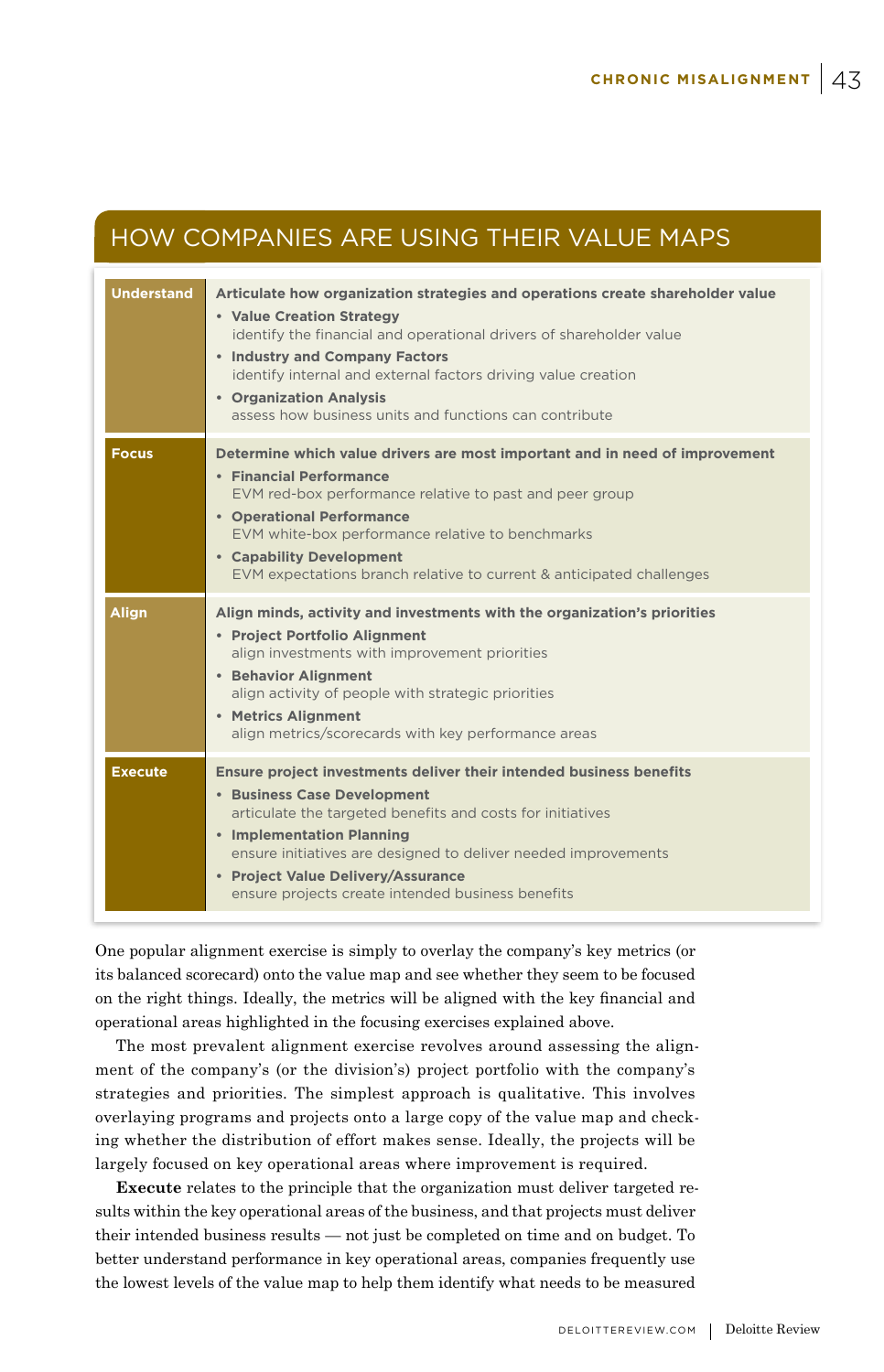## HOW COMPANIES ARE USING THEIR VALUE MAPS

| | |
|---|---|
| **Understand** | **Articulate how organization strategies and operations create shareholder value**<br>• **Value Creation Strategy**<br>identify the financial and operational drivers of shareholder value<br>• **Industry and Company Factors**<br>identify internal and external factors driving value creation<br>• **Organization Analysis**<br>assess how business units and functions can contribute |
| **Focus** | **Determine which value drivers are most important and in need of improvement**<br>• **Financial Performance**<br>EVM red-box performance relative to past and peer group<br>• **Operational Performance**<br>EVM white-box performance relative to benchmarks<br>• **Capability Development**<br>EVM expectations branch relative to current & anticipated challenges |
| **Align** | **Align minds, activity and investments with the organization's priorities**<br>• **Project Portfolio Alignment**<br>align investments with improvement priorities<br>• **Behavior Alignment**<br>align activity of people with strategic priorities<br>• **Metrics Alignment**<br>align metrics/scorecards with key performance areas |
| **Execute** | **Ensure project investments deliver their intended business benefits**<br>• **Business Case Development**<br>articulate the targeted benefits and costs for initiatives<br>• **Implementation Planning**<br>ensure initiatives are designed to deliver needed improvements<br>• **Project Value Delivery/Assurance**<br>ensure projects create intended business benefits |

One popular alignment exercise is simply to overlay the company's key metrics (or its balanced scorecard) onto the value map and see whether they seem to be focused on the right things. Ideally, the metrics will be aligned with the key financial and operational areas highlighted in the focusing exercises explained above.

The most prevalent alignment exercise revolves around assessing the alignment of the company's (or the division's) project portfolio with the company's strategies and priorities. The simplest approach is qualitative. This involves overlaying programs and projects onto a large copy of the value map and checking whether the distribution of effort makes sense. Ideally, the projects will be largely focused on key operational areas where improvement is required.

**Execute** relates to the principle that the organization must deliver targeted results within the key operational areas of the business, and that projects must deliver their intended business results — not just be completed on time and on budget. To better understand performance in key operational areas, companies frequently use the lowest levels of the value map to help them identify what needs to be measured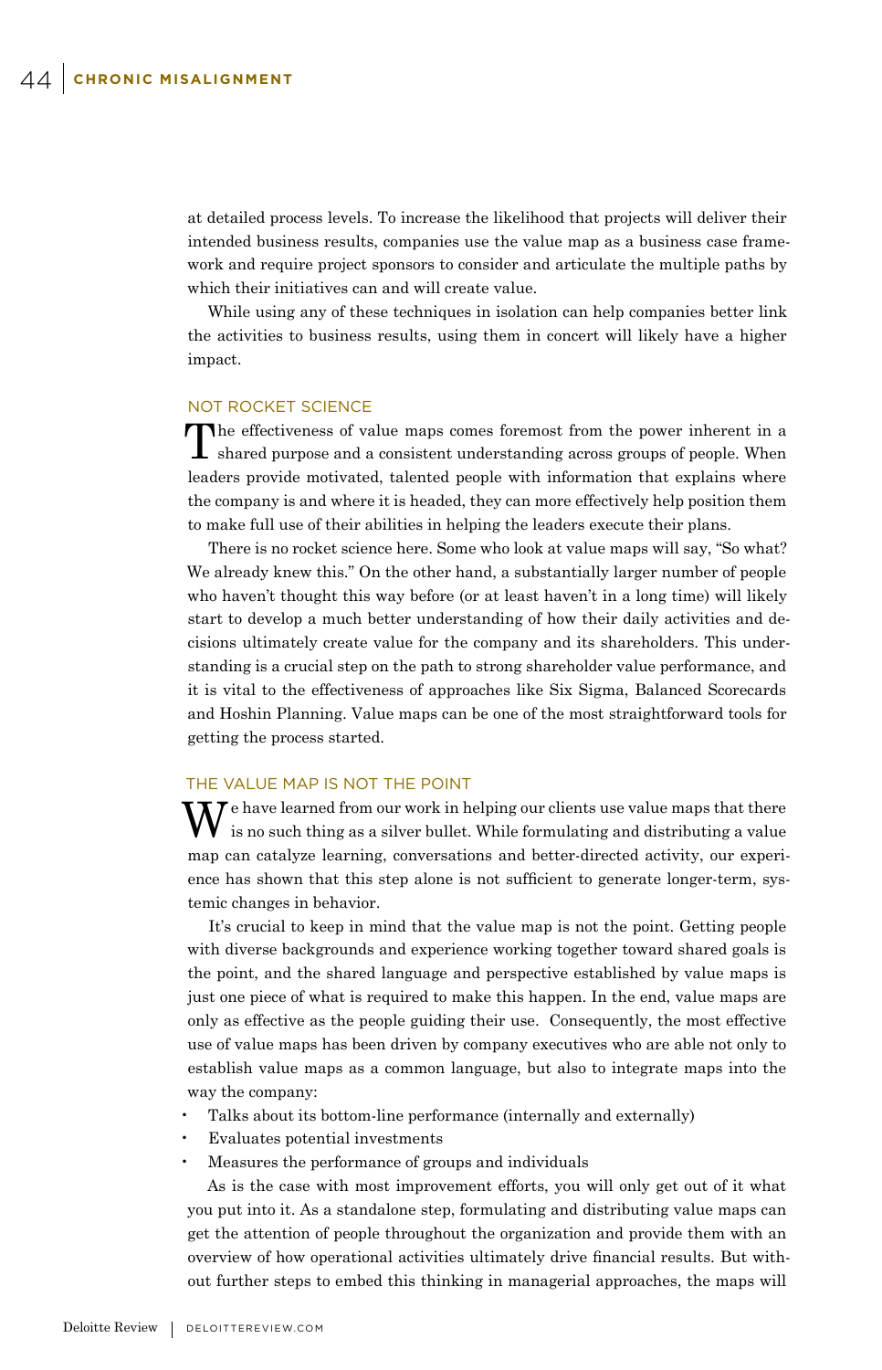at detailed process levels. To increase the likelihood that projects will deliver their intended business results, companies use the value map as a business case framework and require project sponsors to consider and articulate the multiple paths by which their initiatives can and will create value.

While using any of these techniques in isolation can help companies better link the activities to business results, using them in concert will likely have a higher impact.

## NOT ROCKET SCIENCE

The effectiveness of value maps comes foremost from the power inherent in a shared purpose and a consistent understanding across groups of people. When leaders provide motivated, talented people with information that explains where the company is and where it is headed, they can more effectively help position them to make full use of their abilities in helping the leaders execute their plans.

There is no rocket science here. Some who look at value maps will say, "So what? We already knew this." On the other hand, a substantially larger number of people who haven't thought this way before (or at least haven't in a long time) will likely start to develop a much better understanding of how their daily activities and decisions ultimately create value for the company and its shareholders. This understanding is a crucial step on the path to strong shareholder value performance, and it is vital to the effectiveness of approaches like Six Sigma, Balanced Scorecards and Hoshin Planning. Value maps can be one of the most straightforward tools for getting the process started.

## THE VALUE MAP IS NOT THE POINT

We have learned from our work in helping our clients use value maps that there is no such thing as a silver bullet. While formulating and distributing a value map can catalyze learning, conversations and better-directed activity, our experience has shown that this step alone is not sufficient to generate longer-term, systemic changes in behavior.

It's crucial to keep in mind that the value map is not the point. Getting people with diverse backgrounds and experience working together toward shared goals is the point, and the shared language and perspective established by value maps is just one piece of what is required to make this happen. In the end, value maps are only as effective as the people guiding their use. Consequently, the most effective use of value maps has been driven by company executives who are able not only to establish value maps as a common language, but also to integrate maps into the way the company:

- Talks about its bottom-line performance (internally and externally)
- Evaluates potential investments
- Measures the performance of groups and individuals

As is the case with most improvement efforts, you will only get out of it what you put into it. As a standalone step, formulating and distributing value maps can get the attention of people throughout the organization and provide them with an overview of how operational activities ultimately drive financial results. But without further steps to embed this thinking in managerial approaches, the maps will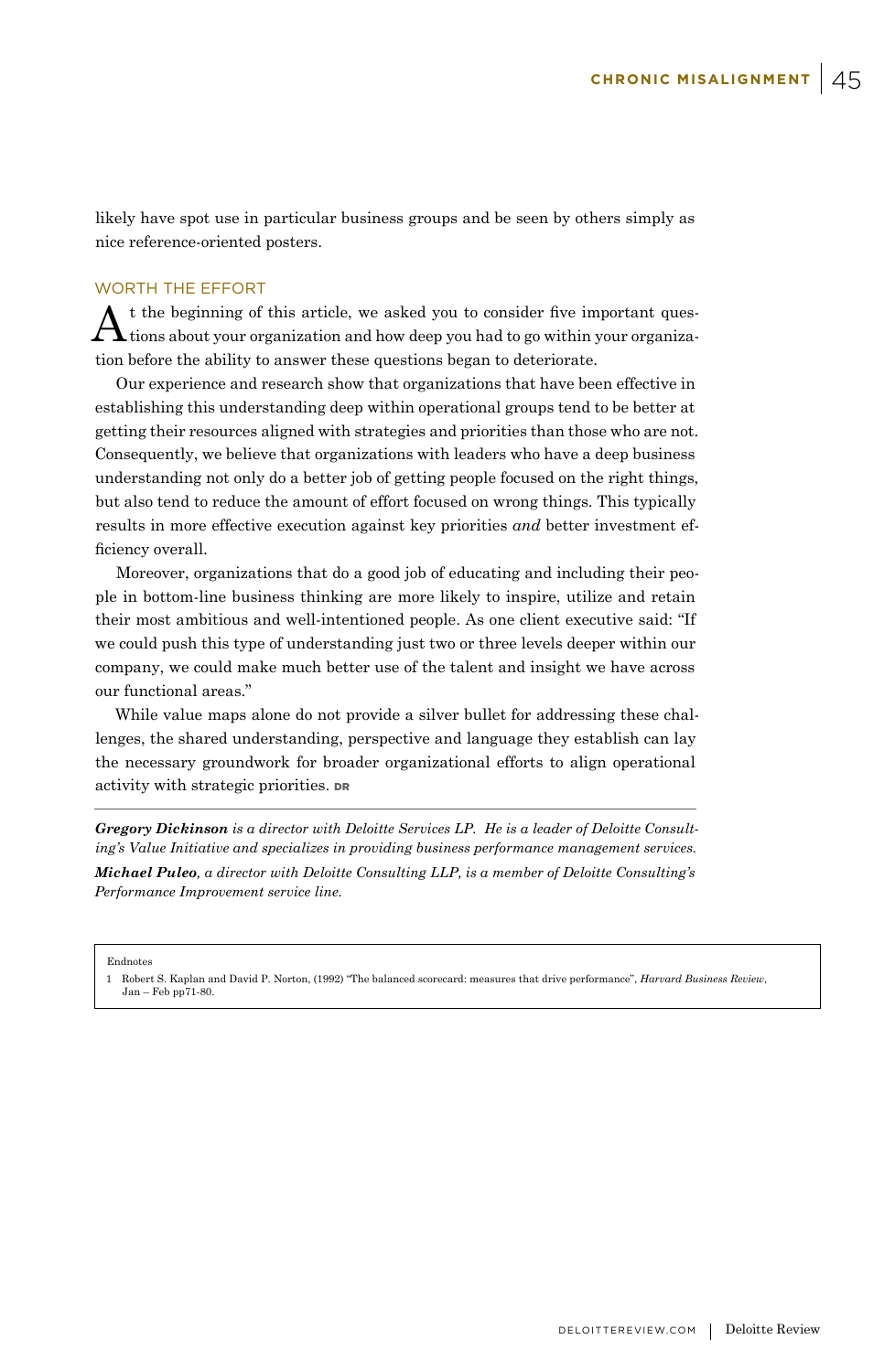likely have spot use in particular business groups and be seen by others simply as nice reference-oriented posters.

## WORTH THE EFFORT

At the beginning of this article, we asked you to consider five important questions about your organization and how deep you had to go within your organization before the ability to answer these questions began to deteriorate.

Our experience and research show that organizations that have been effective in establishing this understanding deep within operational groups tend to be better at getting their resources aligned with strategies and priorities than those who are not. Consequently, we believe that organizations with leaders who have a deep business understanding not only do a better job of getting people focused on the right things, but also tend to reduce the amount of effort focused on wrong things. This typically results in more effective execution against key priorities *and* better investment efficiency overall.

Moreover, organizations that do a good job of educating and including their people in bottom-line business thinking are more likely to inspire, utilize and retain their most ambitious and well-intentioned people. As one client executive said: "If we could push this type of understanding just two or three levels deeper within our company, we could make much better use of the talent and insight we have across our functional areas."

While value maps alone do not provide a silver bullet for addressing these challenges, the shared understanding, perspective and language they establish can lay the necessary groundwork for broader organizational efforts to align operational activity with strategic priorities. DR

---

***Gregory Dickinson** is a director with Deloitte Services LP. He is a leader of Deloitte Consulting's Value Initiative and specializes in providing business performance management services.*

***Michael Puleo**, a director with Deloitte Consulting LLP, is a member of Deloitte Consulting's Performance Improvement service line.*

Endnotes

1 Robert S. Kaplan and David P. Norton, (1992) "The balanced scorecard: measures that drive performance", *Harvard Business Review*, Jan – Feb pp71-80.